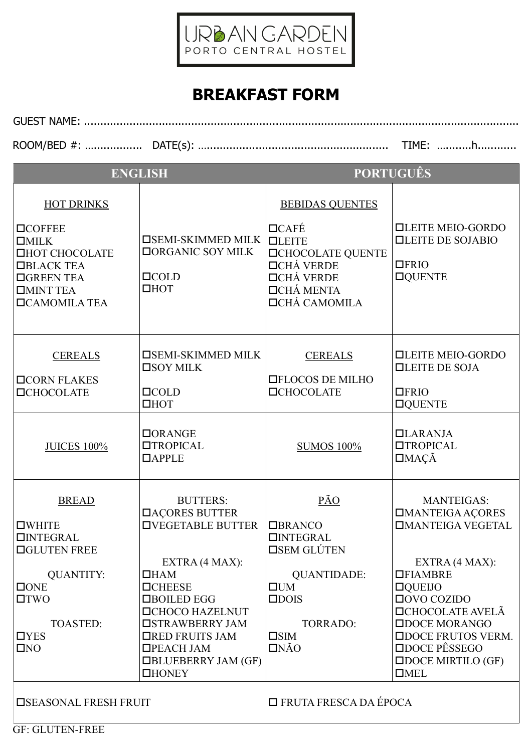URBAN GARDEN
PORTO CENTRAL HOSTEL

# BREAKFAST FORM

GUEST NAME: ..........................................................................................................................................

ROOM/BED #: .................. DATE(s): ........................................................... TIME: ...........h............

| ENGLISH | | PORTUGUÊS | |
|---|---|---|---|
| HOT DRINKS<br><br>☐COFFEE<br>☐MILK<br>☐HOT CHOCOLATE<br>☐BLACK TEA<br>☐GREEN TEA<br>☐MINT TEA<br>☐CAMOMILA TEA | ☐SEMI-SKIMMED MILK<br>☐ORGANIC SOY MILK<br><br>☐COLD<br>☐HOT | BEBIDAS QUENTES<br><br>☐CAFÉ<br>☐LEITE<br>☐CHOCOLATE QUENTE<br>☐CHÁ VERDE<br>☐CHÁ VERDE<br>☐CHÁ MENTA<br>☐CHÁ CAMOMILA | ☐LEITE MEIO-GORDO<br>☐LEITE DE SOJABIO<br><br>☐FRIO<br>☐QUENTE |
| CEREALS<br><br>☐CORN FLAKES<br>☐CHOCOLATE | ☐SEMI-SKIMMED MILK<br>☐SOY MILK<br><br>☐COLD<br>☐HOT | CEREALS<br><br>☐FLOCOS DE MILHO<br>☐CHOCOLATE | ☐LEITE MEIO-GORDO<br>☐LEITE DE SOJA<br><br>☐FRIO<br>☐QUENTE |
| JUICES 100% | ☐ORANGE<br>☐TROPICAL<br>☐APPLE | SUMOS 100% | ☐LARANJA<br>☐TROPICAL<br>☐MAÇÃ |
| BREAD<br><br>☐WHITE<br>☐INTEGRAL<br>☐GLUTEN FREE<br><br>QUANTITY:<br>☐ONE<br>☐TWO<br><br>TOASTED:<br>☐YES<br>☐NO | BUTTERS:<br>☐AÇORES BUTTER<br>☐VEGETABLE BUTTER<br><br>EXTRA (4 MAX):<br>☐HAM<br>☐CHEESE<br>☐BOILED EGG<br>☐CHOCO HAZELNUT<br>☐STRAWBERRY JAM<br>☐RED FRUITS JAM<br>☐PEACH JAM<br>☐BLUEBERRY JAM (GF)<br>☐HONEY | PÃO<br><br>☐BRANCO<br>☐INTEGRAL<br>☐SEM GLÚTEN<br><br>QUANTIDADE:<br>☐UM<br>☐DOIS<br><br>TORRADO:<br>☐SIM<br>☐NÃO | MANTEIGAS:<br>☐MANTEIGA AÇORES<br>☐MANTEIGA VEGETAL<br><br>EXTRA (4 MAX):<br>☐FIAMBRE<br>☐QUEIJO<br>☐OVO COZIDO<br>☐CHOCOLATE AVELÃ<br>☐DOCE MORANGO<br>☐DOCE FRUTOS VERM.<br>☐DOCE PÊSSEGO<br>☐DOCE MIRTILO (GF)<br>☐MEL |
| ☐SEASONAL FRESH FRUIT | | ☐ FRUTA FRESCA DA ÉPOCA | |

GF: GLUTEN-FREE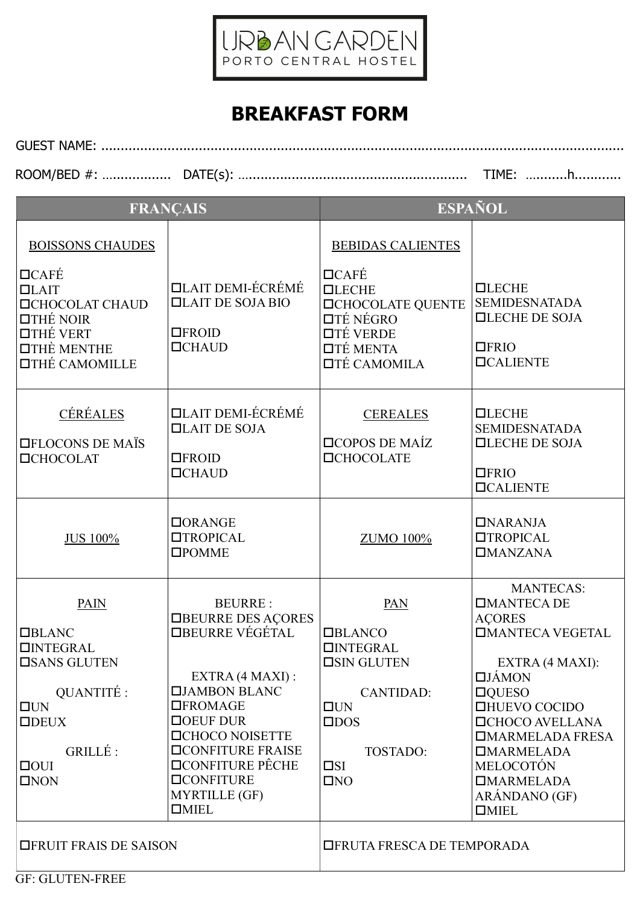URBAN GARDEN
PORTO CENTRAL HOSTEL

# BREAKFAST FORM

GUEST NAME: ..........................................................................................................................................

ROOM/BED #: .................. DATE(s): ........................................................... TIME: ...........h............

| FRANÇAIS | | ESPAÑOL | |
|---|---|---|---|
| BOISSONS CHAUDES<br><br>☐CAFÉ<br>☐LAIT<br>☐CHOCOLAT CHAUD<br>☐THÉ NOIR<br>☐THÉ VERT<br>☐THÈ MENTHE<br>☐THÉ CAMOMILLE | ☐LAIT DEMI-ÉCRÉMÉ<br>☐LAIT DE SOJA BIO<br><br>☐FROID<br>☐CHAUD | BEBIDAS CALIENTES<br><br>☐CAFÉ<br>☐LECHE<br>☐CHOCOLATE QUENTE<br>☐TÉ NÉGRO<br>☐TÉ VERDE<br>☐TÉ MENTA<br>☐TÉ CAMOMILA | ☐LECHE SEMIDESNATADA<br>☐LECHE DE SOJA<br><br>☐FRIO<br>☐CALIENTE |
| CÉRÉALES<br><br>☐FLOCONS DE MAÏS<br>☐CHOCOLAT | ☐LAIT DEMI-ÉCRÉMÉ<br>☐LAIT DE SOJA<br><br>☐FROID<br>☐CHAUD | CEREALES<br><br>☐COPOS DE MAÍZ<br>☐CHOCOLATE | ☐LECHE SEMIDESNATADA<br>☐LECHE DE SOJA<br><br>☐FRIO<br>☐CALIENTE |
| JUS 100% | ☐ORANGE<br>☐TROPICAL<br>☐POMME | ZUMO 100% | ☐NARANJA<br>☐TROPICAL<br>☐MANZANA |
| PAIN<br><br>☐BLANC<br>☐INTEGRAL<br>☐SANS GLUTEN<br><br>QUANTITÉ :<br>☐UN<br>☐DEUX<br><br>GRILLÉ :<br>☐OUI<br>☐NON | BEURRE :<br>☐BEURRE DES AÇORES<br>☐BEURRE VÉGÉTAL<br><br>EXTRA (4 MAXI) :<br>☐JAMBON BLANC<br>☐FROMAGE<br>☐OEUF DUR<br>☐CHOCO NOISETTE<br>☐CONFITURE FRAISE<br>☐CONFITURE PÊCHE<br>☐CONFITURE MYRTILLE (GF)<br>☐MIEL | PAN<br><br>☐BLANCO<br>☐INTEGRAL<br>☐SIN GLUTEN<br><br>CANTIDAD:<br>☐UN<br>☐DOS<br><br>TOSTADO:<br>☐SI<br>☐NO | MANTECAS:<br>☐MANTECA DE AÇORES<br>☐MANTECA VEGETAL<br><br>EXTRA (4 MAXI):<br>☐JÁMON<br>☐QUESO<br>☐HUEVO COCIDO<br>☐CHOCO AVELLANA<br>☐MARMELADA FRESA<br>☐MARMELADA MELOCOTÓN<br>☐MARMELADA ARÁNDANO (GF)<br>☐MIEL |
| ☐FRUIT FRAIS DE SAISON | | ☐FRUTA FRESCA DE TEMPORADA | |

GF: GLUTEN-FREE